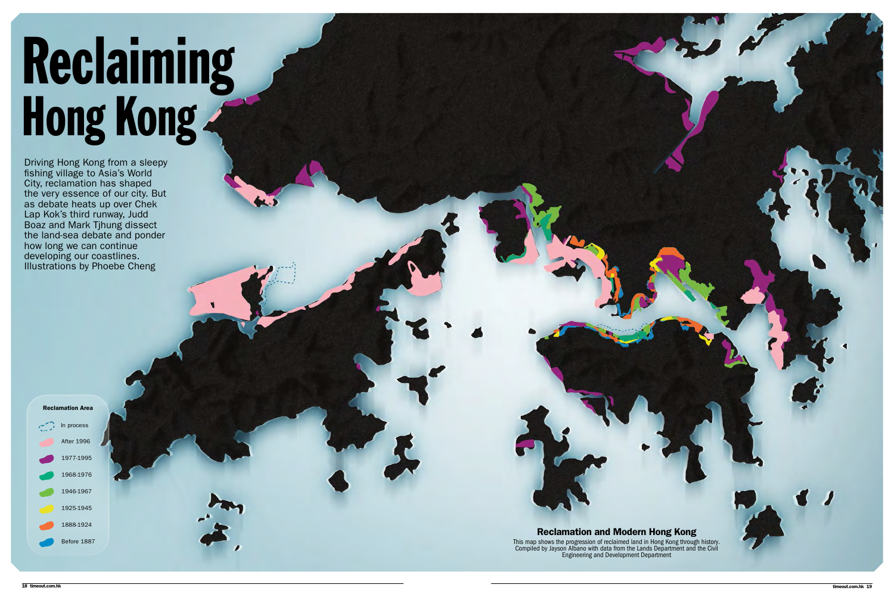# Reclaiming Hong Kong

Driving Hong Kong from a sleepy fishing village to Asia's World City, reclamation has shaped the very essence of our city. But as debate heats up over Chek Lap Kok's third runway, Judd Boaz and Mark Tjhung dissect the land-sea debate and ponder how long we can continue developing our coastlines. Illustrations by Phoebe Cheng

**Reclamation Area**

- In process
- After 1996
- 1977-1995
- 1968-1976
- 1946-1967
- 1925-1945
- 1888-1924
- Before 1887

### Reclamation and Modern Hong Kong

This map shows the progression of reclaimed land in Hong Kong through history. Compiled by Jayson Albano with data from the Lands Department and the Civil Engineering and Development Department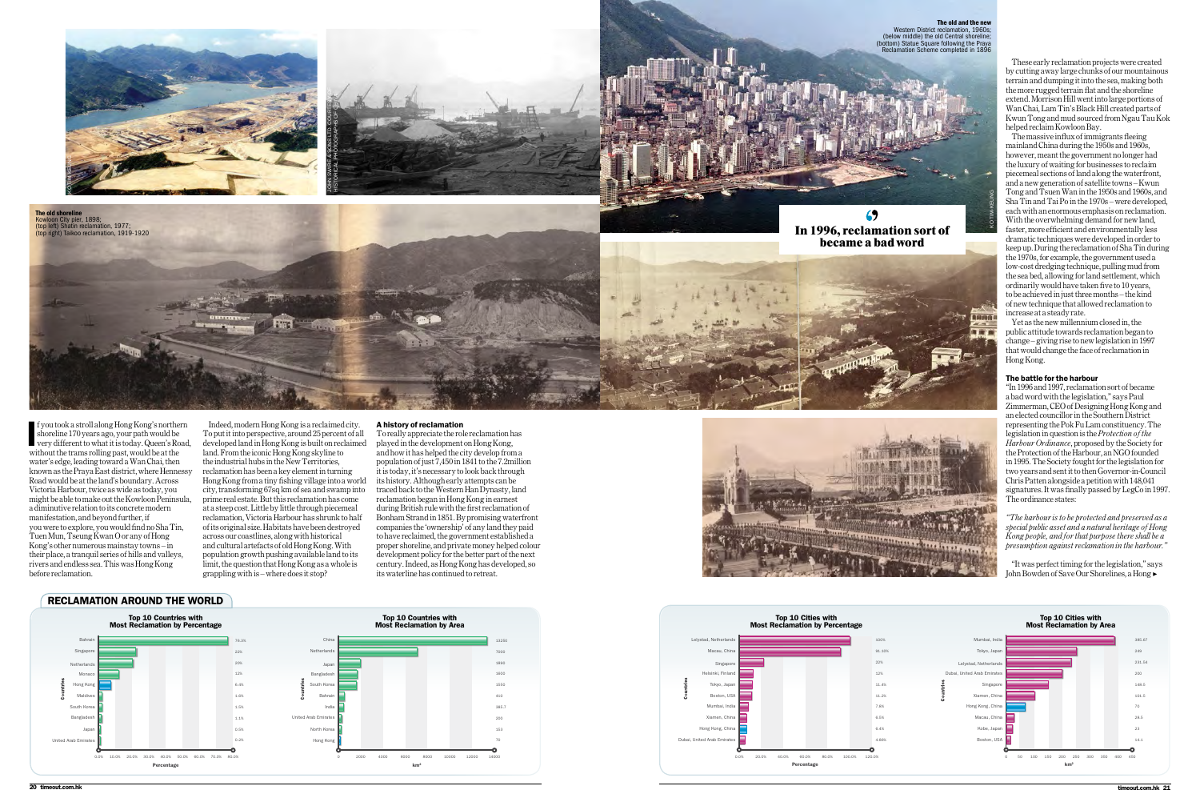**The old shoreline**
Kowloon City pier, 1898;
(top left) Shatin reclamation, 1977;
(top right) Taikoo reclamation, 1919-1920

**The old and the new**
Western District reclamation, 1960s;
(below middle) the old Central shoreline;
(bottom) Statue Square following the Praya Reclamation Scheme completed in 1896

If you took a stroll along Hong Kong's northern shoreline 170 years ago, your path would be very different to what it is today. Queen's Road, without the trams rolling past, would be at the water's edge, leading toward a Wan Chai, then known as the Praya East district, where Hennessy Road would be at the land's boundary. Across Victoria Harbour, twice as wide as today, you might be able to make out the Kowloon Peninsula, a diminutive relation to its concrete modern manifestation, and beyond further, if you were to explore, you would find no Sha Tin, Tuen Mun, Tseung Kwan O or any of Hong Kong's other numerous mainstay towns – in their place, a tranquil series of hills and valleys, rivers and endless sea. This was Hong Kong before reclamation.

Indeed, modern Hong Kong is a reclaimed city. To put it into perspective, around 25 percent of all developed land in Hong Kong is built on reclaimed land. From the iconic Hong Kong skyline to the industrial hubs in the New Territories, reclamation has been a key element in turning Hong Kong from a tiny fishing village into a world city, transforming 67sq km of sea and swamp into prime real estate. But this reclamation has come at a steep cost. Little by little through piecemeal reclamation, Victoria Harbour has shrunk to half of its original size. Habitats have been destroyed across our coastlines, along with historical and cultural artefacts of old Hong Kong. With population growth pushing available land to its limit, the question that Hong Kong as a whole is grappling with is – where does it stop?

### A history of reclamation

To really appreciate the role reclamation has played in the development on Hong Kong, and how it has helped the city develop from a population of just 7,450 in 1841 to the 7.2million it is today, it's necessary to look back through its history. Although early attempts can be traced back to the Western Han Dynasty, land reclamation began in Hong Kong in earnest during British rule with the first reclamation of Bonham Strand in 1851. By promising waterfront companies the 'ownership' of any land they paid to have reclaimed, the government established a proper shoreline, and private money helped colour development policy for the better part of the next century. Indeed, as Hong Kong has developed, so its waterline has continued to retreat.

These early reclamation projects were created by cutting away large chunks of our mountainous terrain and dumping it into the sea, making both the more rugged terrain flat and the shoreline extend. Morrison Hill went into large portions of Wan Chai, Lam Tin's Black Hill created parts of Kwun Tong and mud sourced from Ngau Tau Kok helped reclaim Kowloon Bay.

The massive influx of immigrants fleeing mainland China during the 1950s and 1960s, however, meant the government no longer had the luxury of waiting for businesses to reclaim piecemeal sections of land along the waterfront, and a new generation of satellite towns – Kwun Tong and Tsuen Wan in the 1950s and 1960s, and Sha Tin and Tai Po in the 1970s – were developed, each with an enormous emphasis on reclamation. With the overwhelming demand for new land, faster, more efficient and environmentally less dramatic techniques were developed in order to keep up. During the reclamation of Sha Tin during the 1970s, for example, the government used a low-cost dredging technique, pulling mud from the sea bed, allowing for land settlement, which ordinarily would have taken five to 10 years, to be achieved in just three months – the kind of new technique that allowed reclamation to increase at a steady rate.

Yet as the new millennium closed in, the public attitude towards reclamation began to change – giving rise to new legislation in 1997 that would change the face of reclamation in Hong Kong.

> In 1996, reclamation sort of became a bad word

### The battle for the harbour

"In 1996 and 1997, reclamation sort of became a bad word with the legislation," says Paul Zimmerman, CEO of Designing Hong Kong and an elected councillor in the Southern District representing the Pok Fu Lam constituency. The legislation in question is the *Protection of the Harbour Ordinance*, proposed by the Society for the Protection of the Harbour, an NGO founded in 1995. The Society fought for the legislation for two years and sent it to then Governor-in-Council Chris Patten alongside a petition with 148,041 signatures. It was finally passed by LegCo in 1997. The ordinance states:

*"The harbour is to be protected and preserved as a special public asset and a natural heritage of Hong Kong people, and for that purpose there shall be a presumption against reclamation in the harbour."*

"It was perfect timing for the legislation," says John Bowden of Save Our Shorelines, a Hong ►

## RECLAMATION AROUND THE WORLD

**Top 10 Countries with Most Reclamation by Percentage**

| Country | Percentage |
|---|---|
| Bahrain | 76.3% |
| Singapore | 22% |
| Netherlands | 20% |
| Monaco | 12% |
| Hong Kong | 6.4% |
| Maldives | 1.6% |
| South Korea | 1.5% |
| Bangladesh | 1.1% |
| Japan | 0.5% |
| United Arab Emirates | 0.2% |

**Top 10 Countries with Most Reclamation by Area**

| Country | km² |
|---|---|
| China | 13250 |
| Netherlands | 7000 |
| Japan | 1890 |
| Bangladesh | 1600 |
| South Korea | 1555 |
| Bahrain | 410 |
| India | 365.7 |
| United Arab Emirates | 200 |
| North Korea | 153 |
| Hong Kong | 70 |

**Top 10 Cities with Most Reclamation by Percentage**

| City | Percentage |
|---|---|
| Lelystad, Netherlands | 100% |
| Macau, China | 91.10% |
| Singapore | 22% |
| Helsinki, Finland | 12% |
| Tokyo, Japan | 11.4% |
| Boston, USA | 11.2% |
| Mumbai, India | 7.6% |
| Xiamen, China | 6.5% |
| Hong Kong, China | 6.4% |
| Dubai, United Arab Emirates | 4.66% |

**Top 10 Cities with Most Reclamation by Area**

| City | km² |
|---|---|
| Mumbai, India | 365.67 |
| Tokyo, Japan | 249 |
| Lelystad, Netherlands | 231.54 |
| Dubai, United Arab Emirates | 200 |
| Singapore | 148.5 |
| Xiamen, China | 101.5 |
| Hong Kong, China | 70 |
| Macau, China | 26.5 |
| Kobe, Japan | 23 |
| Boston, USA | 14.1 |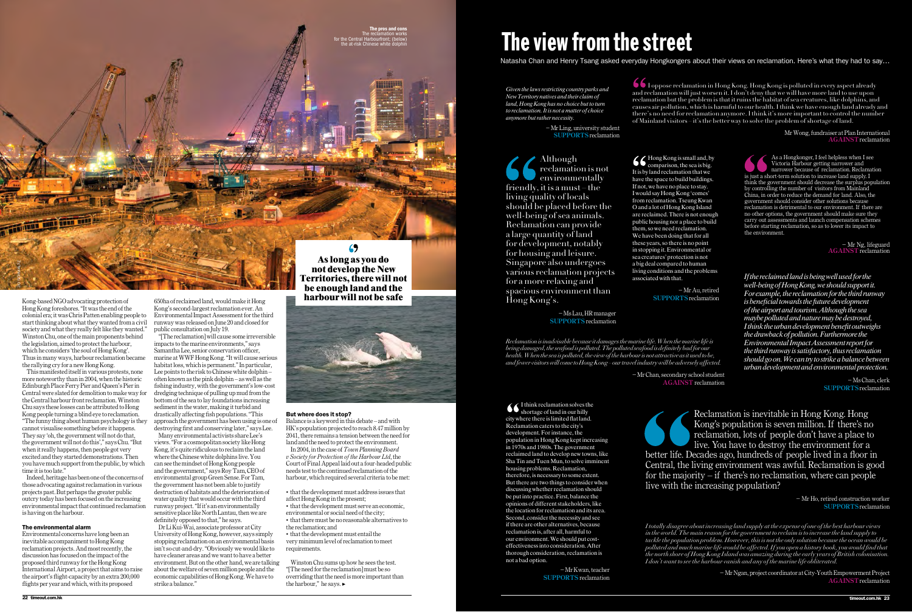Kong-based NGO advocating protection of Hong Kong foreshores. "It was the end of the colonial era; it was Chris Patten enabling people to start thinking about what they wanted from a civil society and what they really felt like they wanted." Winston Chu, one of the main proponents behind the legislation, aimed to protect the harbour, which he considers 'the soul of Hong Kong'. Thus in many ways, harbour reclamation became the rallying cry for a new Hong Kong.

This manifested itself in various protests, none more noteworthy than in 2004, when the historic Edinburgh Place Ferry Pier and Queen's Pier in Central were slated for demolition to make way for the Central harbour front reclamation. Winston Chu says these losses can be attributed to Hong Kong people turning a blind eye to reclamation. "The funny thing about human psychology is they cannot visualise something before it happens. They say 'oh, the government will not do that, the government will not do this'," says Chu. "But when it really happens, then people got very excited and they started demonstrations. Then you have much support from the public, by which time it is too late."

Indeed, heritage has been one of the concerns of those advocating against reclamation in various projects past. But perhaps the greater public outcry today has been focused on the increasing environmental impact that continued reclamation is having on the harbour.

### The environmental alarm

Environmental concerns have long been an inevitable accompaniment to Hong Kong reclamation projects. And most recently, the discussion has focused on the impact of the proposed third runway for the Hong Kong International Airport, a project that aims to raise the airport's flight-capacity by an extra 200,000 flights per year and which, with its proposed 650ha of reclaimed land, would make it Hong Kong's second-largest reclamation ever. An Environmental Impact Assessment for the third runway was released on June 20 and closed for public consultation on July 19.

"[The reclamation] will cause some irreversible impacts to the marine environments," says Samantha Lee, senior conservation officer, marine at WWF Hong Kong. "It will cause serious habitat loss, which is permanent." In particular, Lee points to the risk to Chinese white dolphin – often known as the pink dolphin – as well as the fishing industry, with the government's low-cost dredging technique of pulling up mud from the bottom of the sea to lay foundations increasing sediment in the water, making it turbid and drastically affecting fish populations. "This approach the government has been using is one of destroying first and conserving later," says Lee.

Many environmental activists share Lee's views. "For a cosmopolitan society like Hong Kong, it's quite ridiculous to reclaim the land where the Chinese white dolphins live. You can see the mindset of Hong Kong people and the government," says Roy Tam, CEO of environmental group Green Sense. For Tam, the government has not been able to justify destruction of habitats and the deterioration of water quality that would occur with the third runway project. "If it's an environmentally sensitive place like North Lantau, then we are definitely opposed to that," he says.

Dr Li Kui-Wai, associate professor at City University of Hong Kong, however, says simply stopping reclamation on an environmental basis isn't so cut-and-dry. "Obviously we would like to have cleaner areas and we want to have a better environment. But on the other hand, we are talking about the welfare of seven million people and the economic capabilities of Hong Kong. We have to strike a balance."

**The pros and cons** The reclamation works for the Central Harbourfront; (below) the at-risk Chinese white dolphin

**As long as you do not develop the New Territories, there will not be enough land and the harbour will not be safe**

### But where does it stop?

Balance is a keyword in this debate – and with HK's population projected to reach 8.47 million by 2041, there remains a tension between the need for land and the need to protect the environment.

In 2004, in the case of *Town Planning Board v Society for Protection of the Harbour Ltd*, the Court of Final Appeal laid out a four-headed public needs test to the continued reclamation of the harbour, which required several criteria to be met:

- that the development must address issues that affect Hong Kong in the present;
- that the development must serve an economic, environmental or social need of the city;
- that there must be no reasonable alternatives to the reclamation; and
- that the development must entail the very minimum level of reclamation to meet requirements.

Winston Chu sums up how he sees the test. "[The need for the reclamation] must be so overriding that the need is more important than the harbour," he says. ►

# The view from the street

Natasha Chan and Henry Tsang asked everyday Hongkongers about their views on reclamation. Here's what they had to say…

*Given the laws restricting country parks and New Territory natives and their claim of land, Hong Kong has no choice but to turn to reclamation. It is not a matter of choice anymore but rather necessity.*

– Mr Ling, university student
**SUPPORTS** reclamation

"I oppose reclamation in Hong Kong. Hong Kong is polluted in every aspect already and reclamation will just worsen it. I don't deny that we will have more land to use upon reclamation but the problem is that it ruins the habitat of sea creatures, like dolphins, and causes air pollution, which is harmful to our health. I think we have enough land already and there's no need for reclamation anymore. I think it's more important to control the number of Mainland visitors – it's the better way to solve the problem of shortage of land.

– Mr Wong, fundraiser at Plan International
**AGAINST** reclamation

"Although reclamation is not environmentally friendly, it is a must – the living quality of locals should be placed before the well-being of sea animals. Reclamation can provide a large quantity of land for development, notably for housing and leisure. Singapore also undergoes various reclamation projects for a more relaxing and spacious environment than Hong Kong's.

– Ms Lau, HR manager
**SUPPORTS** reclamation

"Hong Kong is small and, by comparison, the sea is big. It is by land reclamation that we have the space to build buildings. If not, we have no place to stay. I would say Hong Kong 'comes' from reclamation. Tseung Kwan O and a lot of Hong Kong Island are reclaimed. There is not enough public housing nor a place to build them, so we need reclamation. We have been doing that for all these years, so there is no point in stopping it. Environmental or sea creatures' protection is not a big deal compared to human living conditions and the problems associated with that.

– Mr Au, retired
**SUPPORTS** reclamation

"As a Hongkonger, I feel helpless when I see Victoria Harbour getting narrower and narrower because of reclamation. Reclamation is just a short-term solution to increase land supply. I think the government should decrease the surplus population by controlling the number of visitors from Mainland China, in order to reduce the demand for land. Also, the government should consider other solutions because reclamation is detrimental to our environment. If there are no other options, the government should make sure they carry out assessments and launch compensation schemes before starting reclamation, so as to lower its impact to the environment.

– Mr Ng, lifeguard
**AGAINST** reclamation

*If the reclaimed land is being well used for the well-being of Hong Kong, we should support it. For example, the reclamation for the third runway is beneficial towards the future development of the airport and tourism. Although the sea maybe polluted and nature may be destroyed, I think the urban development benefit outweighs the drawback of pollution. Furthermore the Environmental Impact Assessment report for the third runway is satisfactory, thus reclamation should go on. We can try to strike a balance between urban development and environmental protection.*

– Ms Chan, clerk
**SUPPORTS** reclamation

*Reclamation is inadvisable because it damages the marine life. When the marine life is being damaged, the seafood is polluted. The polluted seafood is definitely bad for our health. When the sea is polluted, the view of the harbour is not attractive as it used to be, and fewer visitors will come to Hong Kong – our travel industry will be adversely affected.*

– Mr Chan, secondary school student
**AGAINST** reclamation

"I think reclamation solves the shortage of land in our hilly city where there is limited flat land. Reclamation caters to the city's development. For instance, the population in Hong Kong kept increasing in 1970s and 1980s. The government reclaimed land to develop new towns, like Sha Tin and Tuen Mun, to solve imminent housing problems. Reclamation, therefore, is necessary to some extent. But there are two things to consider when discussing whether reclamation should be put into practice. First, balance the opinions of different stakeholders, like the location for reclamation and its area. Second, consider the necessity and see if there are other alternatives, because reclamation is, after all, harmful to our environment. We should put cost-effectiveness into consideration. After thorough consideration, reclamation is not a bad option.

– Mr Kwan, teacher
**SUPPORTS** reclamation

"Reclamation is inevitable in Hong Kong. Hong Kong's population is seven million. If there's no reclamation, lots of people don't have a place to live. You have to destroy the environment for a better life. Decades ago, hundreds of people lived in a floor in Central, the living environment was awful. Reclamation is good for the majority – if there's no reclamation, where can people live with the increasing population?

– Mr Ho, retired construction worker
**SUPPORTS** reclamation

*I totally disagree about increasing land supply at the expense of one of the best harbour views in the world. The main reason for the government to reclaim is to increase the land supply to tackle the population problem. However, this is not the only solution because the ocean would be polluted and much marine life would be affected. If you open a history book, you would find that the north shore of Hong Kong Island was amazing during the early years of British colonisation. I don't want to see the harbour vanish and any of the marine life obliterated.*

– Mr Ngan, project coordinator at City-Youth Empowerment Project
**AGAINST** reclamation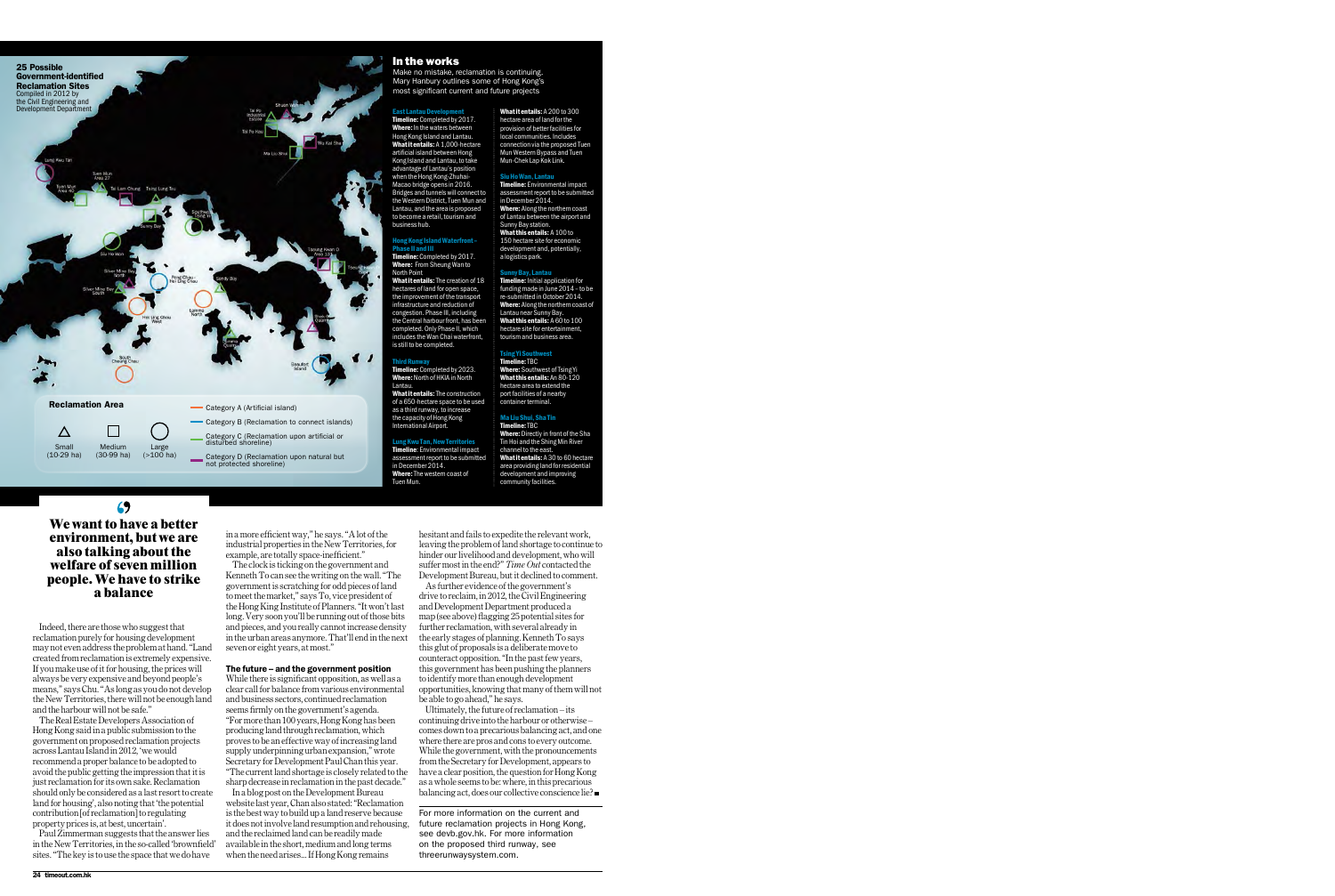**25 Possible Government-identified Reclamation Sites**
Compiled in 2012 by the Civil Engineering and Development Department

Tai Po Industrial Estate
Shuen Wan
Tsing Yi Southwest
Tolo Harbour
Ma Liu Shui
Wu Kai Sha
Lung Kwu Tan
Tuen Mun Area 27
Tuen Mun Area 40
So Lo Pun
So Kwun Wat
Tsing Lung Tau
Sunny Bay
Siu Ho Wan
Silver Mine Bay North
Silver Mine Bay South
Peng Chau – Hei Ling Chau
Hei Ling Chau West
Lamma North
Sandy Bay
Tseung Kwan O Area 137
Tseung Kwan O
Shek O Quarry
Lamma Quarry
South Cheung Chau
Beaufort Island

**Reclamation Area**

Small (10-29 ha)
Medium (30-99 ha)
Large (>100 ha)

Category A (Artificial island)
Category B (Reclamation to connect islands)
Category C (Reclamation upon artificial or disturbed shoreline)
Category D (Reclamation upon natural but not protected shoreline)

## In the works

Make no mistake, reclamation is continuing. Mary Hanbury outlines some of Hong Kong's most significant current and future projects

**East Lantau Development**
**Timeline:** Completed by 2017.
**Where:** In the waters between Hong Kong Island and Lantau.
**What it entails:** A 1,000-hectare artificial island between Hong Kong Island and Lantau, to take advantage of Lantau's position when the Hong Kong-Zhuhai-Macao bridge opens in 2016. Bridges and tunnels will connect to the Western District, Tuen Mun and Lantau, and the area is proposed to become a retail, tourism and business hub.

**Hong Kong Island Waterfront – Phase II and III**
**Timeline:** Completed by 2017.
**Where:** From Sheung Wan to North Point
**What it entails:** The creation of 18 hectares of land for open space, the improvement of the transport infrastructure and reduction of congestion. Phase III, including the Central harbour front, has been completed. Only Phase II, which includes the Wan Chai waterfront, is still to be completed.

**Third Runway**
**Timeline:** Completed by 2023.
**Where:** North of HKIA in North Lantau.
**What it entails:** The construction of a 650-hectare space to be used as a third runway, to increase the capacity of Hong Kong International Airport.

**Lung Kwu Tan, New Territories**
**Timeline:** Environmental impact assessment report to be submitted in December 2014.
**Where:** The western coast of Tuen Mun.
**What it entails:** A 200 to 300 hectare area of land for the provision of better facilities for local communities. Includes connection via the proposed Tuen Mun Western Bypass and Tuen Mun-Chek Lap Kok Link.

**Siu Ho Wan, Lantau**
**Timeline:** Environmental impact assessment report to be submitted in December 2014.
**Where:** Along the northern coast of Lantau between the airport and Sunny Bay station.
**What this entails:** A 100 to 150 hectare site for economic development and, potentially, a logistics park.

**Sunny Bay, Lantau**
**Timeline:** Initial application for funding made in June 2014 – to be re-submitted in October 2014.
**Where:** Along the northern coast of Lantau near Sunny Bay.
**What this entails:** A 60 to 100 hectare site for entertainment, tourism and business area.

**Tsing Yi Southwest**
**Timeline:** TBC
**Where:** Southwest of Tsing Yi
**What this entails:** An 80-120 hectare area to extend the port facilities of a nearby container terminal.

**Ma Liu Shui, Sha Tin**
**Timeline:** TBC
**Where:** Directly in front of the Sha Tin Hoi and the Shing Min River channel to the east.
**What it entails:** A 30 to 60 hectare area providing land for residential development and improving community facilities.

> **We want to have a better environment, but we are also talking about the welfare of seven million people. We have to strike a balance**

Indeed, there are those who suggest that reclamation purely for housing development may not even address the problem at hand. "Land created from reclamation is extremely expensive. If you make use of it for housing, the prices will always be very expensive and beyond people's means," says Chu. "As long as you do not develop the New Territories, there will not be enough land and the harbour will not be safe."

The Real Estate Developers Association of Hong Kong said in a public submission to the government on proposed reclamation projects across Lantau Island in 2012, 'we would recommend a proper balance to be adopted to avoid the public getting the impression that it is just reclamation for its own sake. Reclamation should only be considered as a last resort to create land for housing', also noting that 'the potential contribution [of reclamation] to regulating property prices is, at best, uncertain'.

Paul Zimmerman suggests that the answer lies in the New Territories, in the so-called 'brownfield' sites. "The key is to use the space that we do have in a more efficient way," he says. "A lot of the industrial properties in the New Territories, for example, are totally space-inefficient."

The clock is ticking on the government and Kenneth To can see the writing on the wall. "The government is scratching for odd pieces of land to meet the market," says To, vice president of the Hong King Institute of Planners. "It won't last long. Very soon you'll be running out of those bits and pieces, and you really cannot increase density in the urban areas anymore. That'll end in the next seven or eight years, at most."

### The future – and the government position

While there is significant opposition, as well as a clear call for balance from various environmental and business sectors, continued reclamation seems firmly on the government's agenda. "For more than 100 years, Hong Kong has been producing land through reclamation, which proves to be an effective way of increasing land supply underpinning urban expansion," wrote Secretary for Development Paul Chan this year. "The current land shortage is closely related to the sharp decrease in reclamation in the past decade."

In a blog post on the Development Bureau website last year, Chan also stated: "Reclamation is the best way to build up a land reserve because it does not involve land resumption and rehousing, and the reclaimed land can be readily made available in the short, medium and long terms when the need arises... If Hong Kong remains hesitant and fails to expedite the relevant work, leaving the problem of land shortage to continue to hinder our livelihood and development, who will suffer most in the end?" *Time Out* contacted the Development Bureau, but it declined to comment.

As further evidence of the government's drive to reclaim, in 2012, the Civil Engineering and Development Department produced a map (see above) flagging 25 potential sites for further reclamation, with several already in the early stages of planning. Kenneth To says this glut of proposals is a deliberate move to counteract opposition. "In the past few years, this government has been pushing the planners to identify more than enough development opportunities, knowing that many of them will not be able to go ahead," he says.

Ultimately, the future of reclamation – its continuing drive into the harbour or otherwise – comes down to a precarious balancing act, and one where there are pros and cons to every outcome. While the government, with the pronouncements from the Secretary for Development, appears to have a clear position, the question for Hong Kong as a whole seems to be: where, in this precarious balancing act, does our collective conscience lie? ■

For more information on the current and future reclamation projects in Hong Kong, see devb.gov.hk. For more information on the proposed third runway, see threerunwaysystem.com.